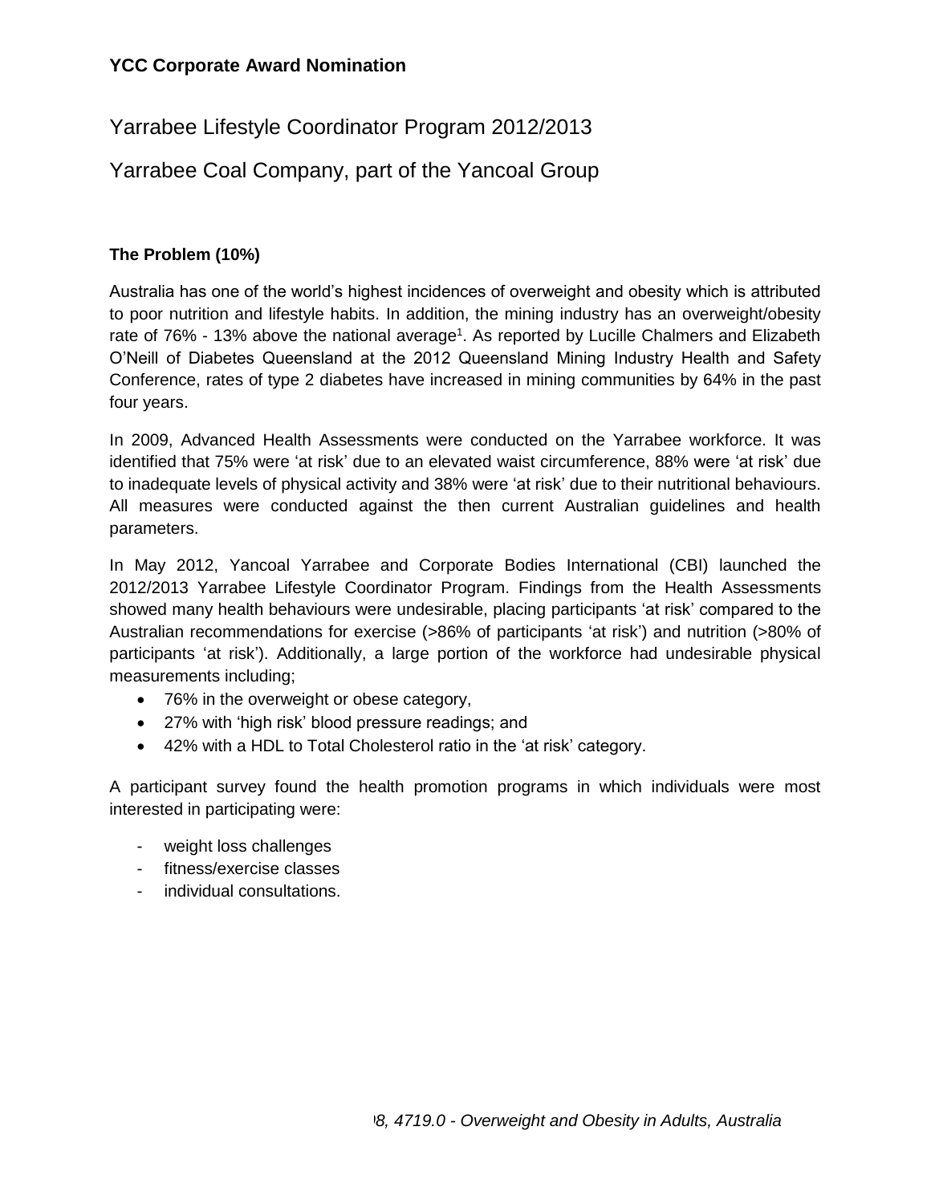**YCC Corporate Award Nomination**

# Yarrabee Lifestyle Coordinator Program 2012/2013

## Yarrabee Coal Company, part of the Yancoal Group

### The Problem (10%)

Australia has one of the world's highest incidences of overweight and obesity which is attributed to poor nutrition and lifestyle habits. In addition, the mining industry has an overweight/obesity rate of 76% - 13% above the national average[1]. As reported by Lucille Chalmers and Elizabeth O'Neill of Diabetes Queensland at the 2012 Queensland Mining Industry Health and Safety Conference, rates of type 2 diabetes have increased in mining communities by 64% in the past four years.

In 2009, Advanced Health Assessments were conducted on the Yarrabee workforce. It was identified that 75% were 'at risk' due to an elevated waist circumference, 88% were 'at risk' due to inadequate levels of physical activity and 38% were 'at risk' due to their nutritional behaviours. All measures were conducted against the then current Australian guidelines and health parameters.

In May 2012, Yancoal Yarrabee and Corporate Bodies International (CBI) launched the 2012/2013 Yarrabee Lifestyle Coordinator Program. Findings from the Health Assessments showed many health behaviours were undesirable, placing participants 'at risk' compared to the Australian recommendations for exercise (>86% of participants 'at risk') and nutrition (>80% of participants 'at risk'). Additionally, a large portion of the workforce had undesirable physical measurements including;

- 76% in the overweight or obese category,
- 27% with 'high risk' blood pressure readings; and
- 42% with a HDL to Total Cholesterol ratio in the 'at risk' category.

A participant survey found the health promotion programs in which individuals were most interested in participating were:

- weight loss challenges
- fitness/exercise classes
- individual consultations.

*8, 4719.0 - Overweight and Obesity in Adults, Australia*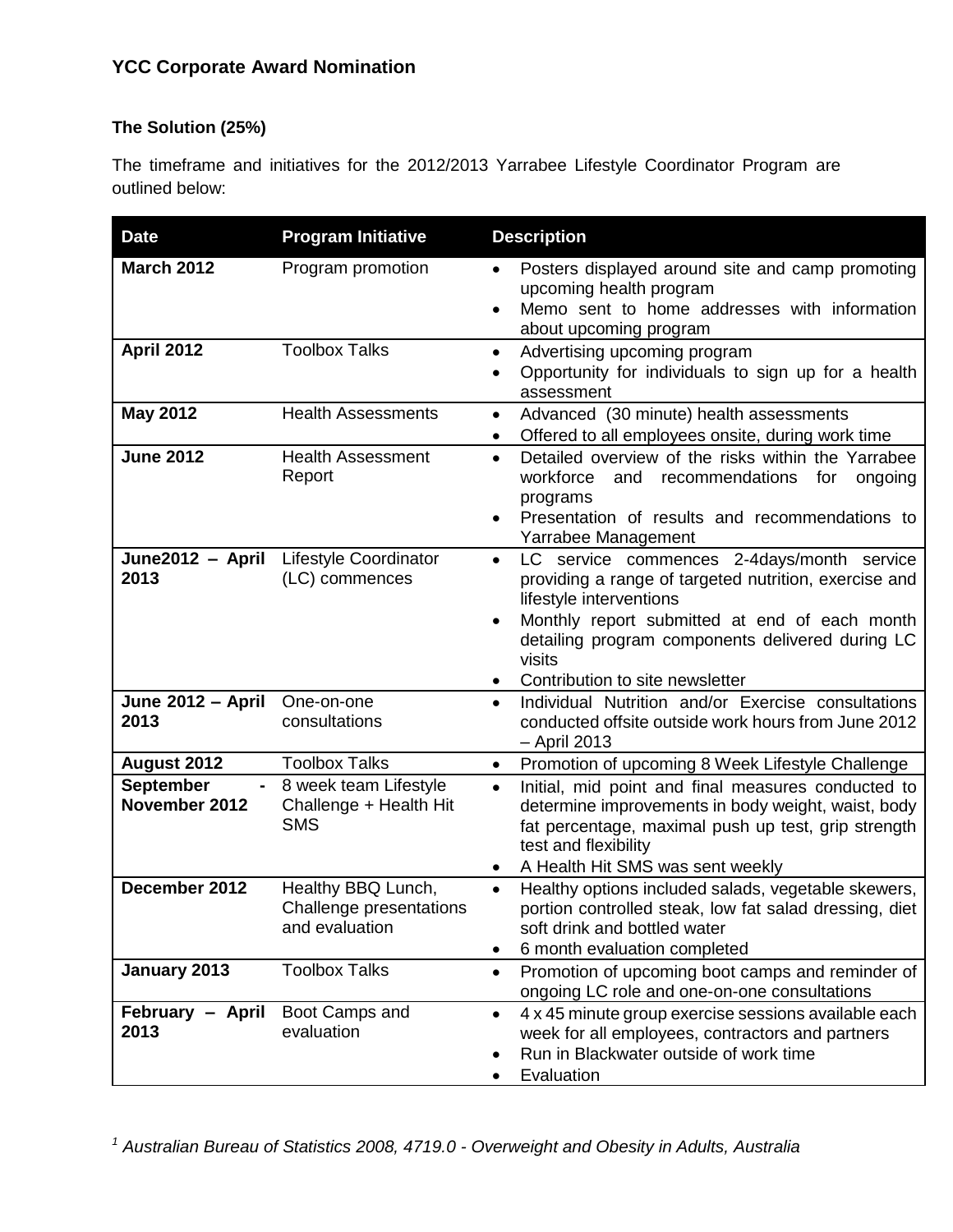**YCC Corporate Award Nomination**

**The Solution (25%)**

The timeframe and initiatives for the 2012/2013 Yarrabee Lifestyle Coordinator Program are outlined below:

| Date | Program Initiative | Description |
|---|---|---|
| **March 2012** | Program promotion | • Posters displayed around site and camp promoting upcoming health program<br>• Memo sent to home addresses with information about upcoming program |
| **April 2012** | Toolbox Talks | • Advertising upcoming program<br>• Opportunity for individuals to sign up for a health assessment |
| **May 2012** | Health Assessments | • Advanced (30 minute) health assessments<br>• Offered to all employees onsite, during work time |
| **June 2012** | Health Assessment Report | • Detailed overview of the risks within the Yarrabee workforce and recommendations for ongoing programs<br>• Presentation of results and recommendations to Yarrabee Management |
| **June2012 – April 2013** | Lifestyle Coordinator (LC) commences | • LC service commences 2-4days/month service providing a range of targeted nutrition, exercise and lifestyle interventions<br>• Monthly report submitted at end of each month detailing program components delivered during LC visits<br>• Contribution to site newsletter |
| **June 2012 – April 2013** | One-on-one consultations | • Individual Nutrition and/or Exercise consultations conducted offsite outside work hours from June 2012 – April 2013 |
| **August 2012** | Toolbox Talks | • Promotion of upcoming 8 Week Lifestyle Challenge |
| **September - November 2012** | 8 week team Lifestyle Challenge + Health Hit SMS | • Initial, mid point and final measures conducted to determine improvements in body weight, waist, body fat percentage, maximal push up test, grip strength test and flexibility<br>• A Health Hit SMS was sent weekly |
| **December 2012** | Healthy BBQ Lunch, Challenge presentations and evaluation | • Healthy options included salads, vegetable skewers, portion controlled steak, low fat salad dressing, diet soft drink and bottled water<br>• 6 month evaluation completed |
| **January 2013** | Toolbox Talks | • Promotion of upcoming boot camps and reminder of ongoing LC role and one-on-one consultations |
| **February – April 2013** | Boot Camps and evaluation | • 4 x 45 minute group exercise sessions available each week for all employees, contractors and partners<br>• Run in Blackwater outside of work time<br>• Evaluation |

[1] *Australian Bureau of Statistics 2008, 4719.0 - Overweight and Obesity in Adults, Australia*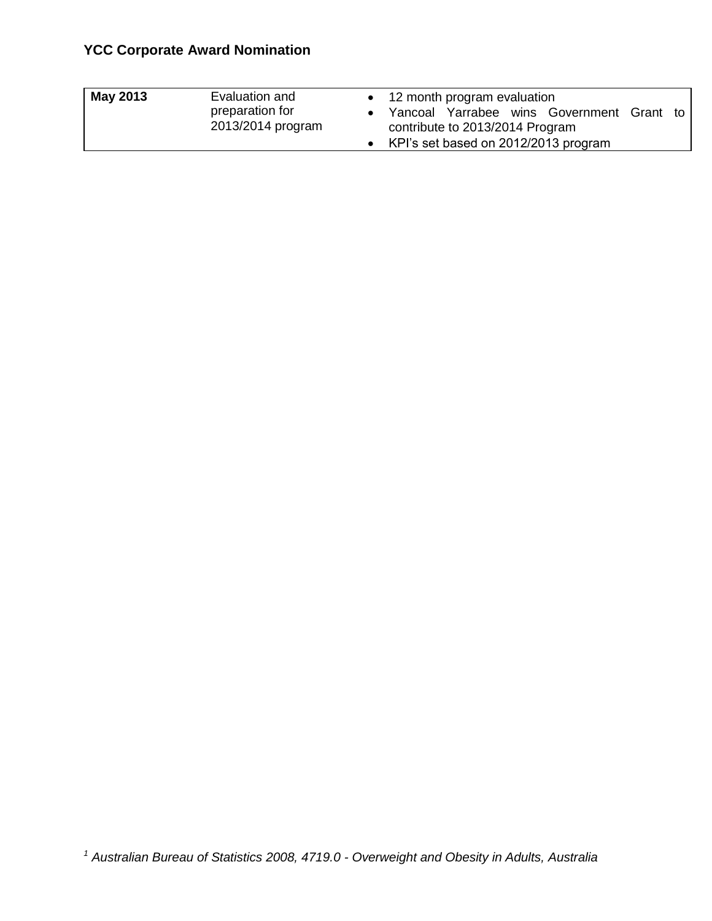| | | |
|---|---|---|
| **May 2013** | Evaluation and preparation for 2013/2014 program | • 12 month program evaluation<br>• Yancoal Yarrabee wins Government Grant to contribute to 2013/2014 Program<br>• KPI's set based on 2012/2013 program |

[1] *Australian Bureau of Statistics 2008, 4719.0 - Overweight and Obesity in Adults, Australia*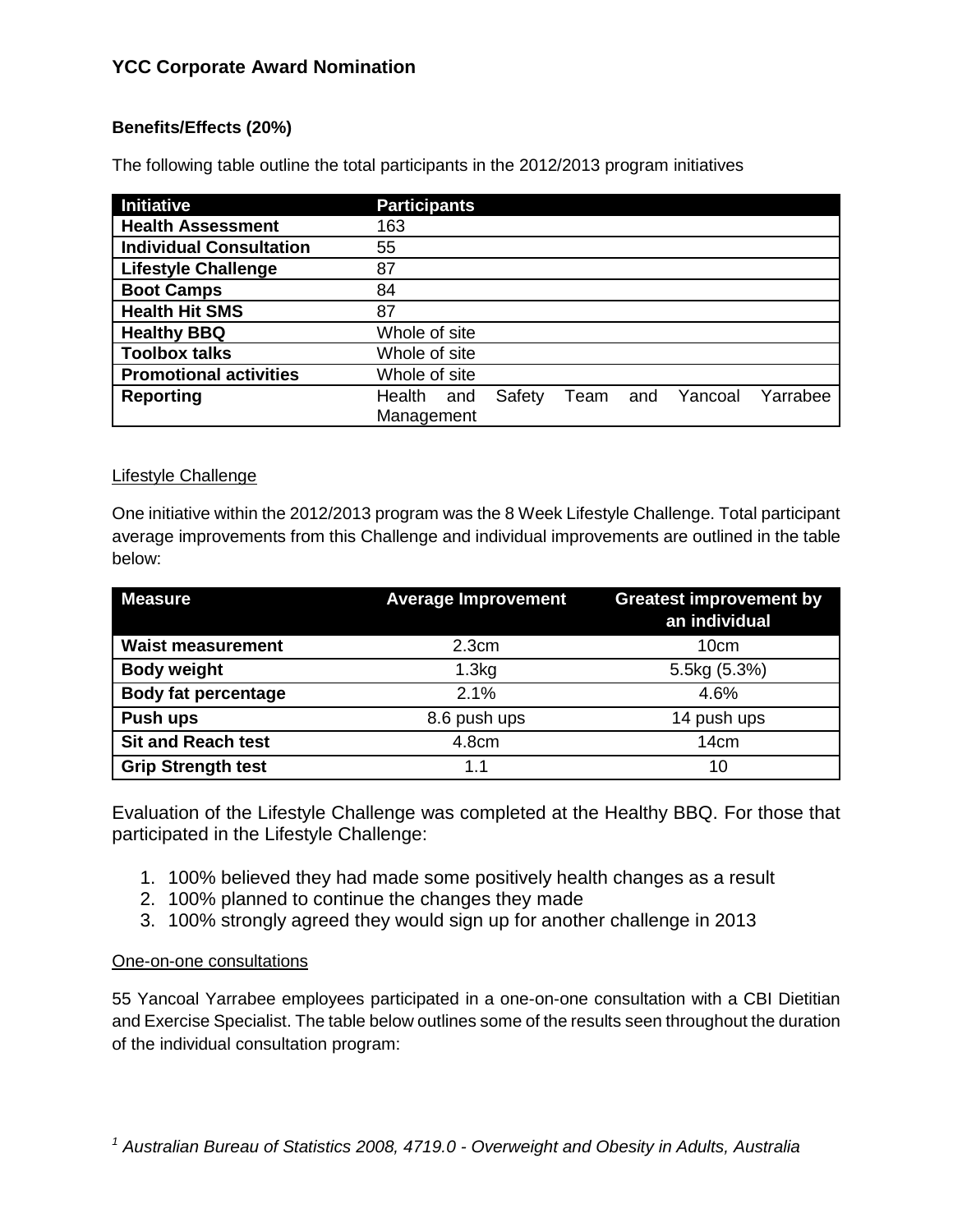**Benefits/Effects (20%)**

The following table outline the total participants in the 2012/2013 program initiatives

| Initiative | Participants |
|---|---|
| **Health Assessment** | 163 |
| **Individual Consultation** | 55 |
| **Lifestyle Challenge** | 87 |
| **Boot Camps** | 84 |
| **Health Hit SMS** | 87 |
| **Healthy BBQ** | Whole of site |
| **Toolbox talks** | Whole of site |
| **Promotional activities** | Whole of site |
| **Reporting** | Health and Safety Team and Yancoal Yarrabee Management |

Lifestyle Challenge

One initiative within the 2012/2013 program was the 8 Week Lifestyle Challenge. Total participant average improvements from this Challenge and individual improvements are outlined in the table below:

| Measure | Average Improvement | Greatest improvement by an individual |
|---|---|---|
| **Waist measurement** | 2.3cm | 10cm |
| **Body weight** | 1.3kg | 5.5kg (5.3%) |
| **Body fat percentage** | 2.1% | 4.6% |
| **Push ups** | 8.6 push ups | 14 push ups |
| **Sit and Reach test** | 4.8cm | 14cm |
| **Grip Strength test** | 1.1 | 10 |

Evaluation of the Lifestyle Challenge was completed at the Healthy BBQ. For those that participated in the Lifestyle Challenge:

1. 100% believed they had made some positively health changes as a result
2. 100% planned to continue the changes they made
3. 100% strongly agreed they would sign up for another challenge in 2013

One-on-one consultations

55 Yancoal Yarrabee employees participated in a one-on-one consultation with a CBI Dietitian and Exercise Specialist. The table below outlines some of the results seen throughout the duration of the individual consultation program:

[1] *Australian Bureau of Statistics 2008, 4719.0 - Overweight and Obesity in Adults, Australia*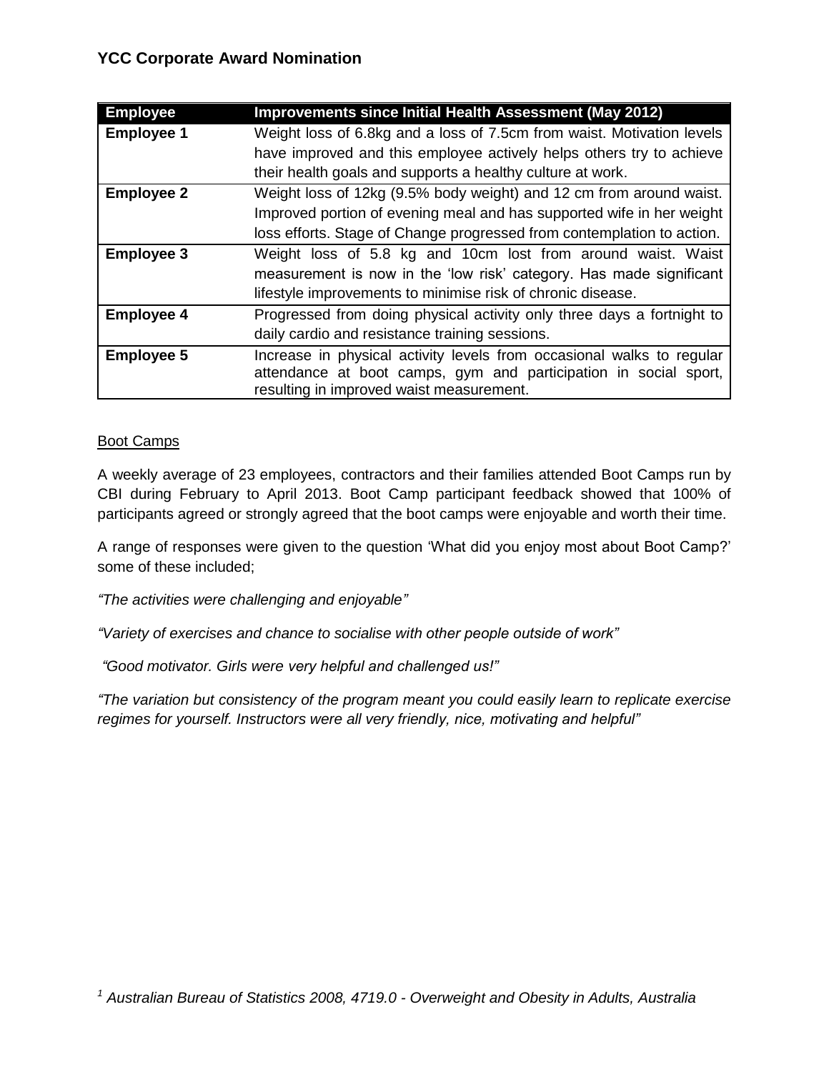| Employee | Improvements since Initial Health Assessment (May 2012) |
|---|---|
| **Employee 1** | Weight loss of 6.8kg and a loss of 7.5cm from waist. Motivation levels have improved and this employee actively helps others try to achieve their health goals and supports a healthy culture at work. |
| **Employee 2** | Weight loss of 12kg (9.5% body weight) and 12 cm from around waist. Improved portion of evening meal and has supported wife in her weight loss efforts. Stage of Change progressed from contemplation to action. |
| **Employee 3** | Weight loss of 5.8 kg and 10cm lost from around waist. Waist measurement is now in the 'low risk' category. Has made significant lifestyle improvements to minimise risk of chronic disease. |
| **Employee 4** | Progressed from doing physical activity only three days a fortnight to daily cardio and resistance training sessions. |
| **Employee 5** | Increase in physical activity levels from occasional walks to regular attendance at boot camps, gym and participation in social sport, resulting in improved waist measurement. |

Boot Camps

A weekly average of 23 employees, contractors and their families attended Boot Camps run by CBI during February to April 2013. Boot Camp participant feedback showed that 100% of participants agreed or strongly agreed that the boot camps were enjoyable and worth their time.

A range of responses were given to the question 'What did you enjoy most about Boot Camp?' some of these included;

*"The activities were challenging and enjoyable"*

*"Variety of exercises and chance to socialise with other people outside of work"*

*"Good motivator. Girls were very helpful and challenged us!"*

*"The variation but consistency of the program meant you could easily learn to replicate exercise regimes for yourself. Instructors were all very friendly, nice, motivating and helpful"*

[1] *Australian Bureau of Statistics 2008, 4719.0 - Overweight and Obesity in Adults, Australia*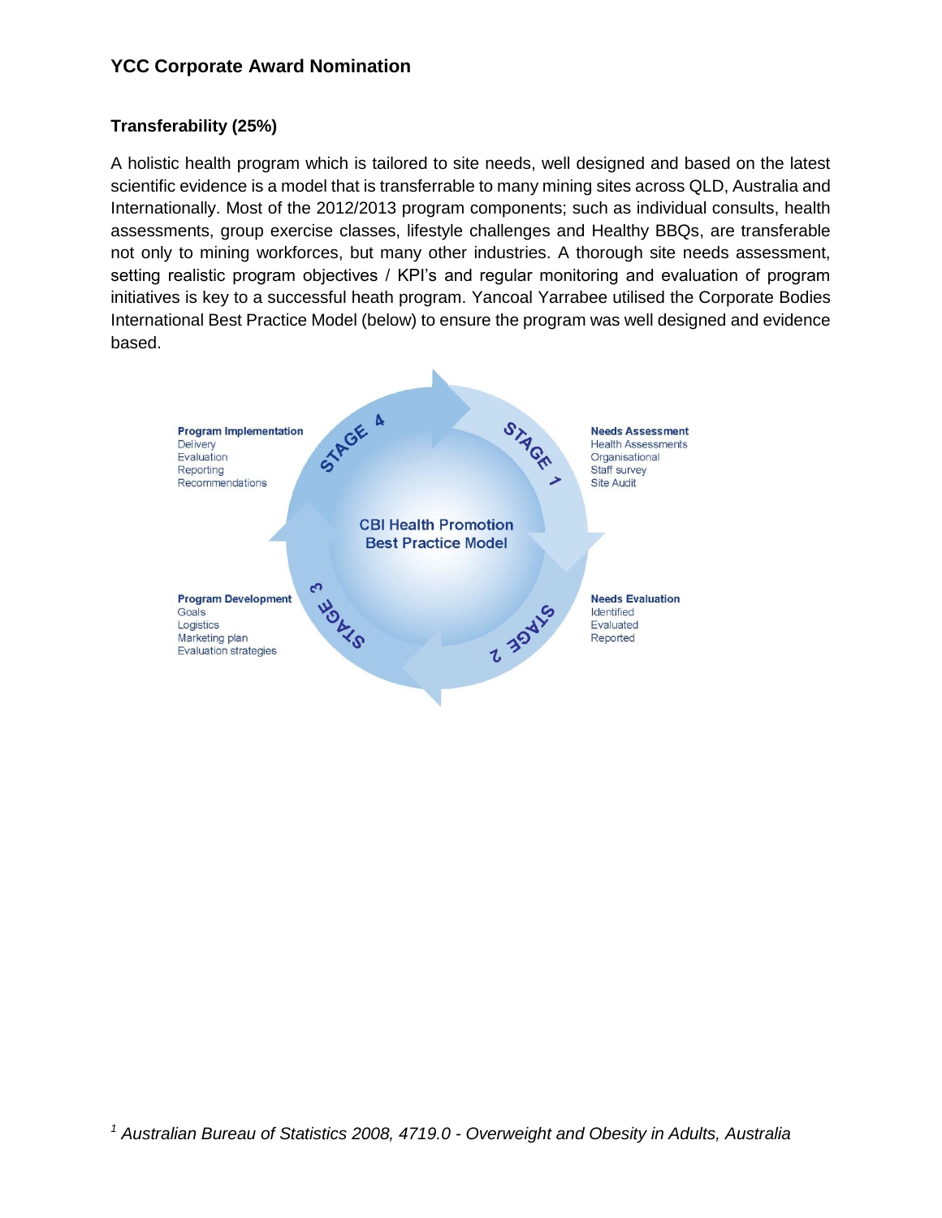## YCC Corporate Award Nomination

### Transferability (25%)

A holistic health program which is tailored to site needs, well designed and based on the latest scientific evidence is a model that is transferrable to many mining sites across QLD, Australia and Internationally. Most of the 2012/2013 program components; such as individual consults, health assessments, group exercise classes, lifestyle challenges and Healthy BBQs, are transferable not only to mining workforces, but many other industries. A thorough site needs assessment, setting realistic program objectives / KPI's and regular monitoring and evaluation of program initiatives is key to a successful heath program. Yancoal Yarrabee utilised the Corporate Bodies International Best Practice Model (below) to ensure the program was well designed and evidence based.

**CBI Health Promotion Best Practice Model**

**STAGE 1 – Needs Assessment**
- Health Assessments
- Organisational
- Staff survey
- Site Audit

**STAGE 2 – Needs Evaluation**
- Identified
- Evaluated
- Reported

**STAGE 3 – Program Development**
- Goals
- Logistics
- Marketing plan
- Evaluation strategies

**STAGE 4 – Program Implementation**
- Delivery
- Evaluation
- Reporting
- Recommendations

*[1] Australian Bureau of Statistics 2008, 4719.0 - Overweight and Obesity in Adults, Australia*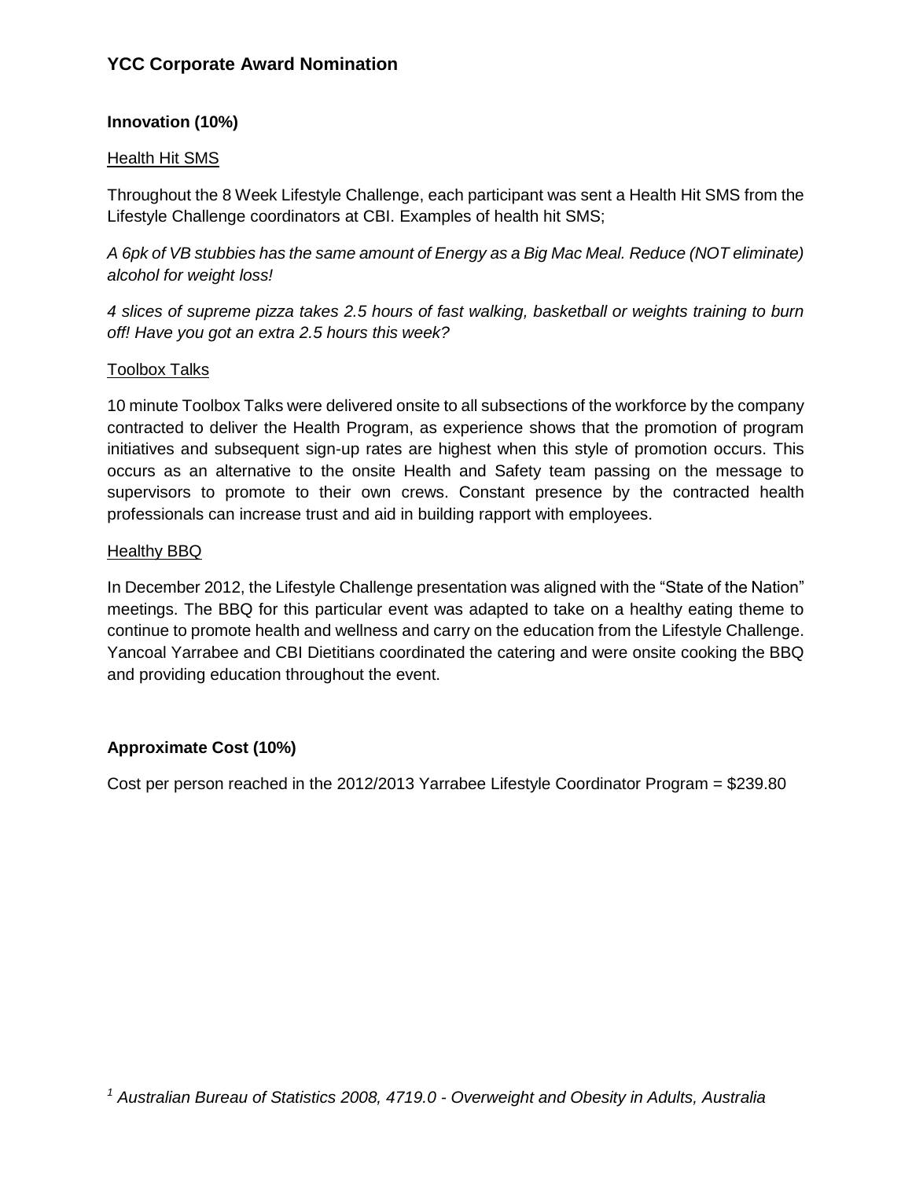# YCC Corporate Award Nomination

## Innovation (10%)

Health Hit SMS

Throughout the 8 Week Lifestyle Challenge, each participant was sent a Health Hit SMS from the Lifestyle Challenge coordinators at CBI. Examples of health hit SMS;

*A 6pk of VB stubbies has the same amount of Energy as a Big Mac Meal. Reduce (NOT eliminate) alcohol for weight loss!*

*4 slices of supreme pizza takes 2.5 hours of fast walking, basketball or weights training to burn off! Have you got an extra 2.5 hours this week?*

Toolbox Talks

10 minute Toolbox Talks were delivered onsite to all subsections of the workforce by the company contracted to deliver the Health Program, as experience shows that the promotion of program initiatives and subsequent sign-up rates are highest when this style of promotion occurs. This occurs as an alternative to the onsite Health and Safety team passing on the message to supervisors to promote to their own crews. Constant presence by the contracted health professionals can increase trust and aid in building rapport with employees.

Healthy BBQ

In December 2012, the Lifestyle Challenge presentation was aligned with the "State of the Nation" meetings. The BBQ for this particular event was adapted to take on a healthy eating theme to continue to promote health and wellness and carry on the education from the Lifestyle Challenge. Yancoal Yarrabee and CBI Dietitians coordinated the catering and were onsite cooking the BBQ and providing education throughout the event.

## Approximate Cost (10%)

Cost per person reached in the 2012/2013 Yarrabee Lifestyle Coordinator Program = $239.80

[1] *Australian Bureau of Statistics 2008, 4719.0 - Overweight and Obesity in Adults, Australia*